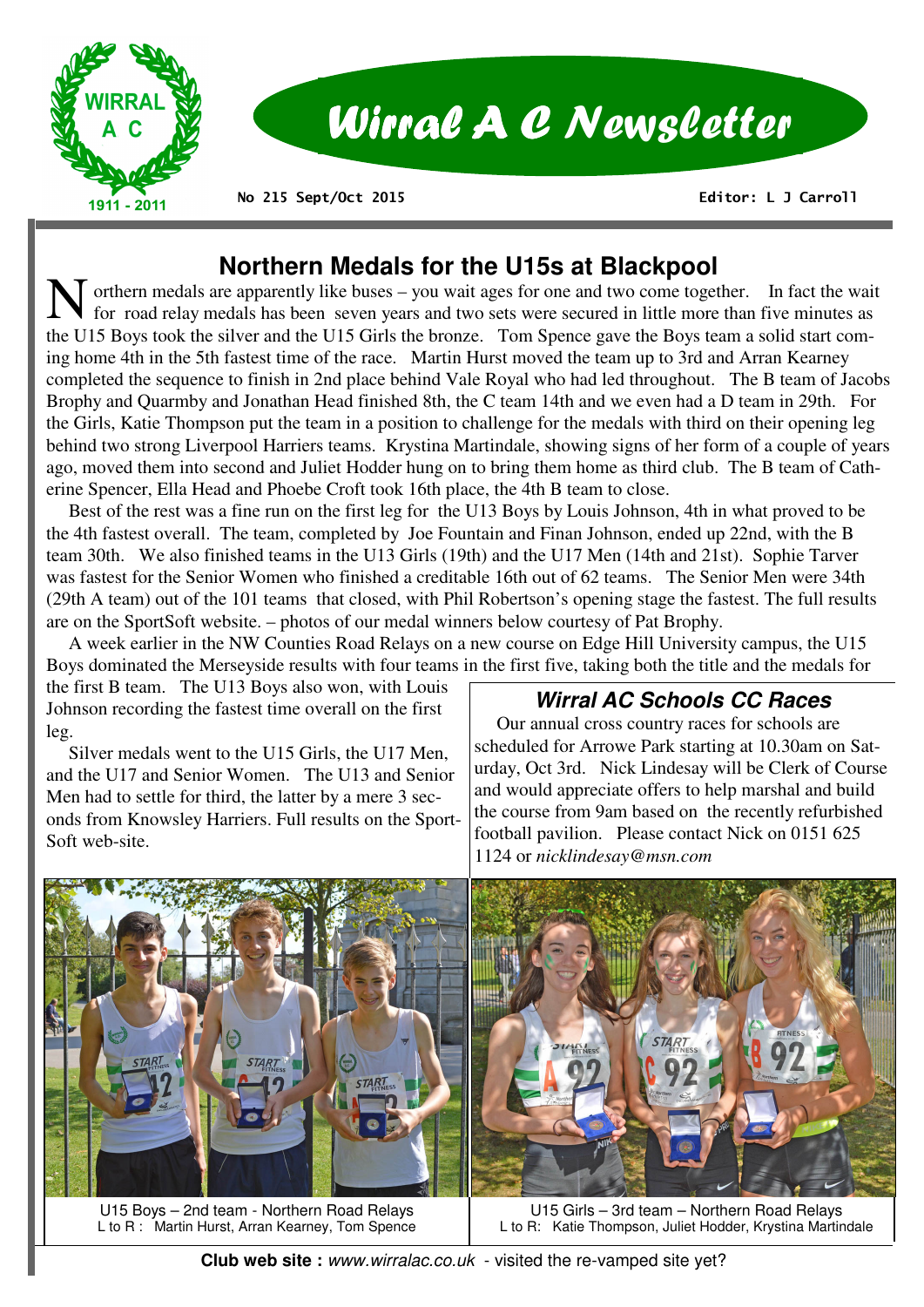# Wirral A C Newsletter

**No 215 Sept/Oct 2015** **Editor: L J Carroll**

## Northern Medals for the U15s at Blackpool

Northern medals are apparently like buses – you wait ages for one and two come together. In fact the wait for road relay medals has been seven years and two sets were secured in little more than five minutes as the U15 Boys took the silver and the U15 Girls the bronze. Tom Spence gave the Boys team a solid start coming home 4th in the 5th fastest time of the race. Martin Hurst moved the team up to 3rd and Arran Kearney completed the sequence to finish in 2nd place behind Vale Royal who had led throughout. The B team of Jacobs Brophy and Quarmby and Jonathan Head finished 8th, the C team 14th and we even had a D team in 29th. For the Girls, Katie Thompson put the team in a position to challenge for the medals with third on their opening leg behind two strong Liverpool Harriers teams. Krystina Martindale, showing signs of her form of a couple of years ago, moved them into second and Juliet Hodder hung on to bring them home as third club. The B team of Catherine Spencer, Ella Head and Phoebe Croft took 16th place, the 4th B team to close.

Best of the rest was a fine run on the first leg for the U13 Boys by Louis Johnson, 4th in what proved to be the 4th fastest overall. The team, completed by Joe Fountain and Finan Johnson, ended up 22nd, with the B team 30th. We also finished teams in the U13 Girls (19th) and the U17 Men (14th and 21st). Sophie Tarver was fastest for the Senior Women who finished a creditable 16th out of 62 teams. The Senior Men were 34th (29th A team) out of the 101 teams that closed, with Phil Robertson's opening stage the fastest. The full results are on the SportSoft website. – photos of our medal winners below courtesy of Pat Brophy.

A week earlier in the NW Counties Road Relays on a new course on Edge Hill University campus, the U15 Boys dominated the Merseyside results with four teams in the first five, taking both the title and the medals for the first B team. The U13 Boys also won, with Louis Johnson recording the fastest time overall on the first leg.

Silver medals went to the U15 Girls, the U17 Men, and the U17 and Senior Women. The U13 and Senior Men had to settle for third, the latter by a mere 3 seconds from Knowsley Harriers. Full results on the SportSoft web-site.

### Wirral AC Schools CC Races

Our annual cross country races for schools are scheduled for Arrowe Park starting at 10.30am on Saturday, Oct 3rd. Nick Lindesay will be Clerk of Course and would appreciate offers to help marshal and build the course from 9am based on the recently refurbished football pavilion. Please contact Nick on 0151 625 1124 or *nicklindesay@msn.com*

U15 Boys – 2nd team - Northern Road Relays
L to R : Martin Hurst, Arran Kearney, Tom Spence

U15 Girls – 3rd team – Northern Road Relays
L to R: Katie Thompson, Juliet Hodder, Krystina Martindale

**Club web site :** *www.wirralac.co.uk* - visited the re-vamped site yet?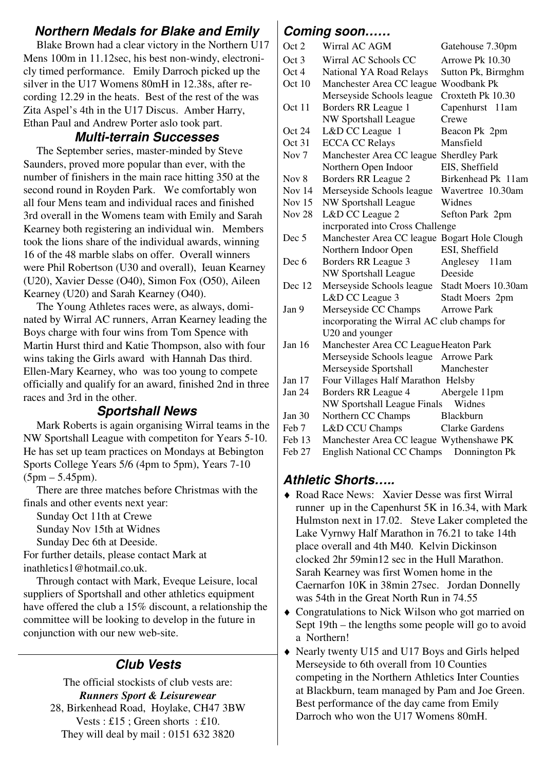### Northern Medals for Blake and Emily

Blake Brown had a clear victory in the Northern U17 Mens 100m in 11.12sec, his best non-windy, electronicly timed performance. Emily Darroch picked up the silver in the U17 Womens 80mH in 12.38s, after recording 12.29 in the heats. Best of the rest of the was Zita Aspel's 4th in the U17 Discus. Amber Harry, Ethan Paul and Andrew Porter aslo took part.

### Multi-terrain Successes

The September series, master-minded by Steve Saunders, proved more popular than ever, with the number of finishers in the main race hitting 350 at the second round in Royden Park. We comfortably won all four Mens team and individual races and finished 3rd overall in the Womens team with Emily and Sarah Kearney both registering an individual win. Members took the lions share of the individual awards, winning 16 of the 48 marble slabs on offer. Overall winners were Phil Robertson (U30 and overall), Ieuan Kearney (U20), Xavier Desse (O40), Simon Fox (O50), Aileen Kearney (U20) and Sarah Kearney (O40).

The Young Athletes races were, as always, dominated by Wirral AC runners, Arran Kearney leading the Boys charge with four wins from Tom Spence with Martin Hurst third and Katie Thompson, also with four wins taking the Girls award with Hannah Das third. Ellen-Mary Kearney, who was too young to compete officially and qualify for an award, finished 2nd in three races and 3rd in the other.

### Sportshall News

Mark Roberts is again organising Wirral teams in the NW Sportshall League with competiton for Years 5-10. He has set up team practices on Mondays at Bebington Sports College Years 5/6 (4pm to 5pm), Years 7-10 (5pm – 5.45pm).

There are three matches before Christmas with the finals and other events next year:

Sunday Oct 11th at Crewe
Sunday Nov 15th at Widnes
Sunday Dec 6th at Deeside.

For further details, please contact Mark at inathletics1@hotmail.co.uk.

Through contact with Mark, Eveque Leisure, local suppliers of Sportshall and other athletics equipment have offered the club a 15% discount, a relationship the committee will be looking to develop in the future in conjunction with our new web-site.

### Club Vests

The official stockists of club vests are:
***Runners Sport & Leisurewear***
28, Birkenhead Road, Hoylake, CH47 3BW
Vests : £15 ; Green shorts : £10.
They will deal by mail : 0151 632 3820

### Coming soon……

| | | |
|---|---|---|
| Oct 2 | Wirral AC AGM | Gatehouse 7.30pm |
| Oct 3 | Wirral AC Schools CC | Arrowe Pk 10.30 |
| Oct 4 | National YA Road Relays | Sutton Pk, Birmghm |
| Oct 10 | Manchester Area CC league | Woodbank Pk |
| | Merseyside Schools league | Croxteth Pk 10.30 |
| Oct 11 | Borders RR League 1 | Capenhurst 11am |
| | NW Sportshall League | Crewe |
| Oct 24 | L&D CC League 1 | Beacon Pk 2pm |
| Oct 31 | ECCA CC Relays | Mansfield |
| Nov 7 | Manchester Area CC league | Sherdley Park |
| | Northern Open Indoor | EIS, Sheffield |
| Nov 8 | Borders RR League 2 | Birkenhead Pk 11am |
| Nov 14 | Merseyside Schools league | Wavertree 10.30am |
| Nov 15 | NW Sportshall League | Widnes |
| Nov 28 | L&D CC League 2 | Sefton Park 2pm |
| | incrporated into Cross Challenge | |
| Dec 5 | Manchester Area CC league | Bogart Hole Clough |
| | Northern Indoor Open | ESI, Sheffield |
| Dec 6 | Borders RR League 3 | Anglesey 11am |
| | NW Sportshall League | Deeside |
| Dec 12 | Merseyside Schools league | Stadt Moers 10.30am |
| | L&D CC League 3 | Stadt Moers 2pm |
| Jan 9 | Merseyside CC Champs | Arrowe Park |
| | incorporating the Wirral AC club champs for U20 and younger | |
| Jan 16 | Manchester Area CC League | Heaton Park |
| | Merseyside Schools league | Arrowe Park |
| | Merseyside Sportshall | Manchester |
| Jan 17 | Four Villages Half Marathon | Helsby |
| Jan 24 | Borders RR League 4 | Abergele 11pm |
| | NW Sportshall League Finals | Widnes |
| Jan 30 | Northern CC Champs | Blackburn |
| Feb 7 | L&D CCU Champs | Clarke Gardens |
| Feb 13 | Manchester Area CC league | Wythenshawe PK |
| Feb 27 | English National CC Champs | Donnington Pk |

### Athletic Shorts…..

- Road Race News: Xavier Desse was first Wirral runner up in the Capenhurst 5K in 16.34, with Mark Hulmston next in 17.02. Steve Laker completed the Lake Vyrnwy Half Marathon in 76.21 to take 14th place overall and 4th M40. Kelvin Dickinson clocked 2hr 59min12 sec in the Hull Marathon. Sarah Kearney was first Women home in the Caernarfon 10K in 38min 27sec. Jordan Donnelly was 54th in the Great North Run in 74.55
- Congratulations to Nick Wilson who got married on Sept 19th – the lengths some people will go to avoid a Northern!
- Nearly twenty U15 and U17 Boys and Girls helped Merseyside to 6th overall from 10 Counties competing in the Northern Athletics Inter Counties at Blackburn, team managed by Pam and Joe Green. Best performance of the day came from Emily Darroch who won the U17 Womens 80mH.